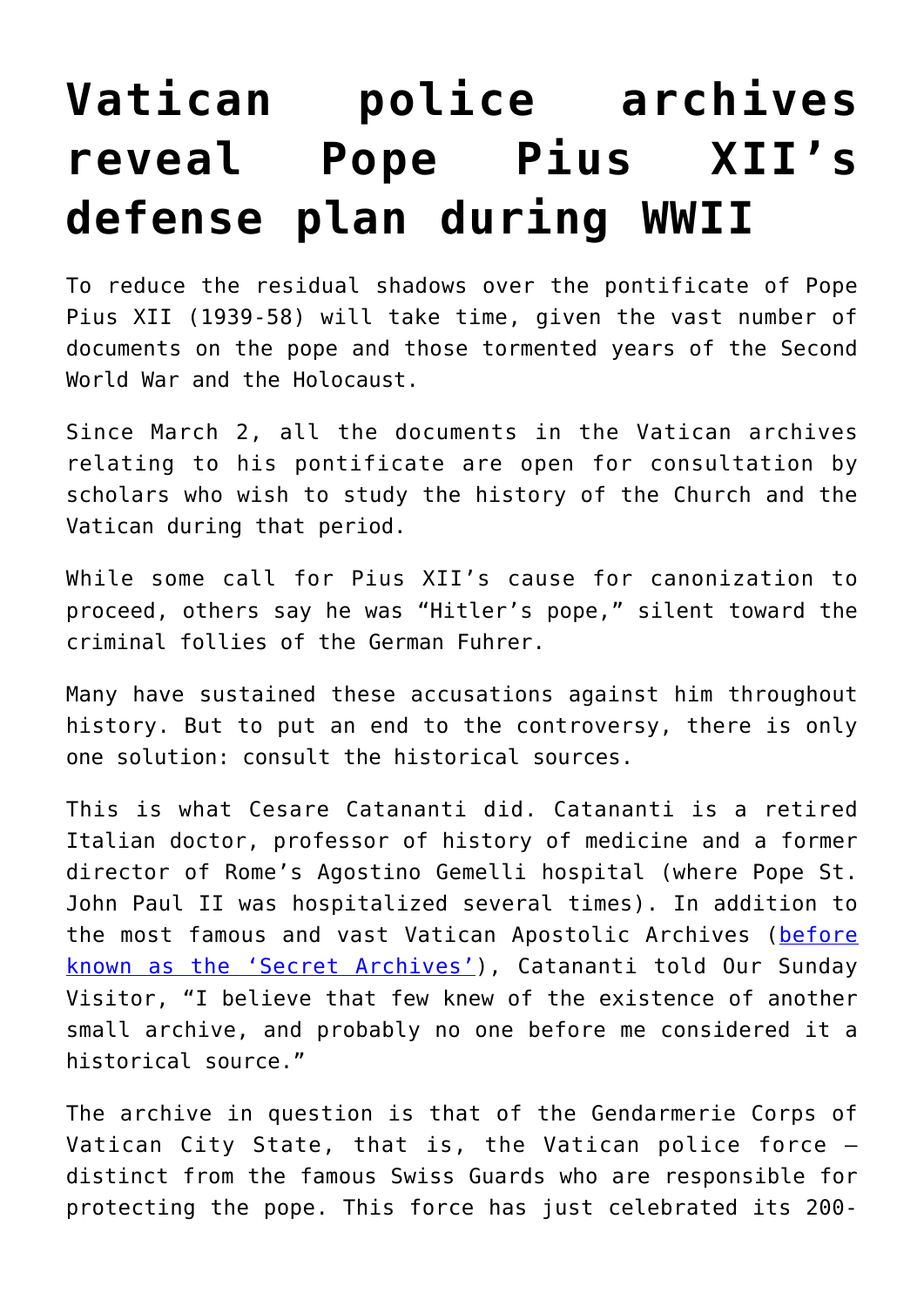# Vatican police archives reveal Pope Pius XII's defense plan during WWII

To reduce the residual shadows over the pontificate of Pope Pius XII (1939-58) will take time, given the vast number of documents on the pope and those tormented years of the Second World War and the Holocaust.

Since March 2, all the documents in the Vatican archives relating to his pontificate are open for consultation by scholars who wish to study the history of the Church and the Vatican during that period.

While some call for Pius XII's cause for canonization to proceed, others say he was "Hitler's pope," silent toward the criminal follies of the German Fuhrer.

Many have sustained these accusations against him throughout history. But to put an end to the controversy, there is only one solution: consult the historical sources.

This is what Cesare Catananti did. Catananti is a retired Italian doctor, professor of history of medicine and a former director of Rome's Agostino Gemelli hospital (where Pope St. John Paul II was hospitalized several times). In addition to the most famous and vast Vatican Apostolic Archives ([before known as the 'Secret Archives'](https://)), Catananti told Our Sunday Visitor, "I believe that few knew of the existence of another small archive, and probably no one before me considered it a historical source."

The archive in question is that of the Gendarmerie Corps of Vatican City State, that is, the Vatican police force — distinct from the famous Swiss Guards who are responsible for protecting the pope. This force has just celebrated its 200-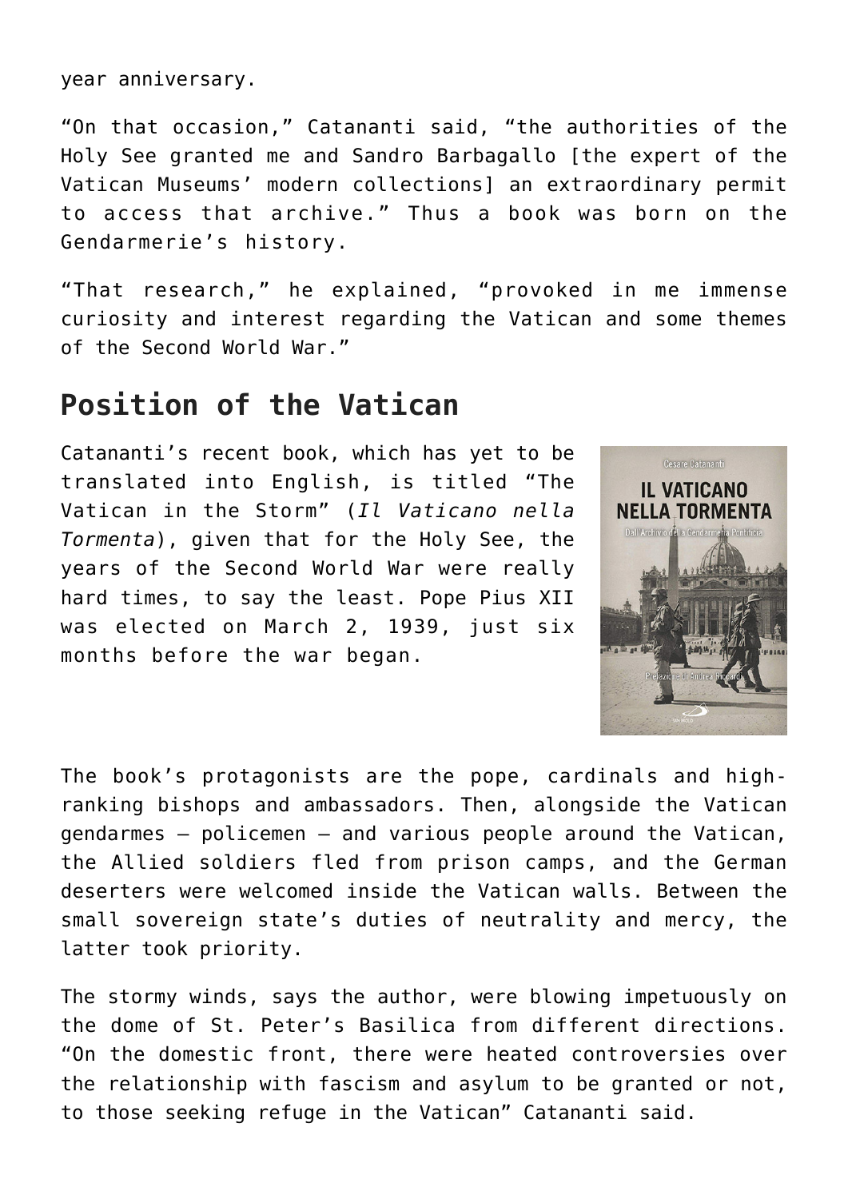year anniversary.

"On that occasion," Catananti said, "the authorities of the Holy See granted me and Sandro Barbagallo [the expert of the Vatican Museums' modern collections] an extraordinary permit to access that archive." Thus a book was born on the Gendarmerie's history.

"That research," he explained, "provoked in me immense curiosity and interest regarding the Vatican and some themes of the Second World War."

## Position of the Vatican

Catananti's recent book, which has yet to be translated into English, is titled "The Vatican in the Storm" (*Il Vaticano nella Tormenta*), given that for the Holy See, the years of the Second World War were really hard times, to say the least. Pope Pius XII was elected on March 2, 1939, just six months before the war began.

The book's protagonists are the pope, cardinals and high-ranking bishops and ambassadors. Then, alongside the Vatican gendarmes – policemen – and various people around the Vatican, the Allied soldiers fled from prison camps, and the German deserters were welcomed inside the Vatican walls. Between the small sovereign state's duties of neutrality and mercy, the latter took priority.

The stormy winds, says the author, were blowing impetuously on the dome of St. Peter's Basilica from different directions. "On the domestic front, there were heated controversies over the relationship with fascism and asylum to be granted or not, to those seeking refuge in the Vatican" Catananti said.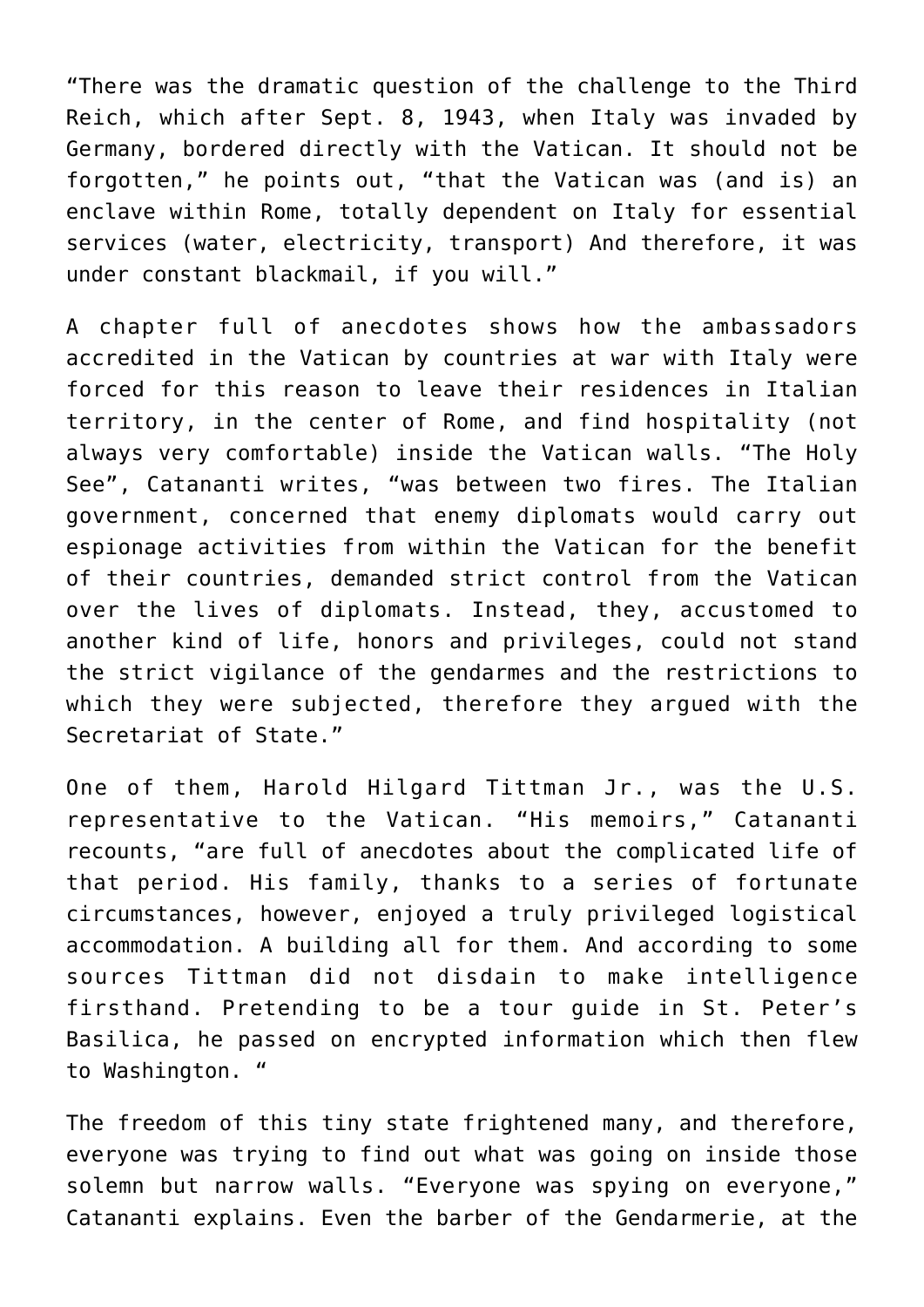"There was the dramatic question of the challenge to the Third Reich, which after Sept. 8, 1943, when Italy was invaded by Germany, bordered directly with the Vatican. It should not be forgotten," he points out, "that the Vatican was (and is) an enclave within Rome, totally dependent on Italy for essential services (water, electricity, transport) And therefore, it was under constant blackmail, if you will."

A chapter full of anecdotes shows how the ambassadors accredited in the Vatican by countries at war with Italy were forced for this reason to leave their residences in Italian territory, in the center of Rome, and find hospitality (not always very comfortable) inside the Vatican walls. "The Holy See", Catananti writes, "was between two fires. The Italian government, concerned that enemy diplomats would carry out espionage activities from within the Vatican for the benefit of their countries, demanded strict control from the Vatican over the lives of diplomats. Instead, they, accustomed to another kind of life, honors and privileges, could not stand the strict vigilance of the gendarmes and the restrictions to which they were subjected, therefore they argued with the Secretariat of State."

One of them, Harold Hilgard Tittman Jr., was the U.S. representative to the Vatican. "His memoirs," Catananti recounts, "are full of anecdotes about the complicated life of that period. His family, thanks to a series of fortunate circumstances, however, enjoyed a truly privileged logistical accommodation. A building all for them. And according to some sources Tittman did not disdain to make intelligence firsthand. Pretending to be a tour guide in St. Peter's Basilica, he passed on encrypted information which then flew to Washington. "

The freedom of this tiny state frightened many, and therefore, everyone was trying to find out what was going on inside those solemn but narrow walls. "Everyone was spying on everyone," Catananti explains. Even the barber of the Gendarmerie, at the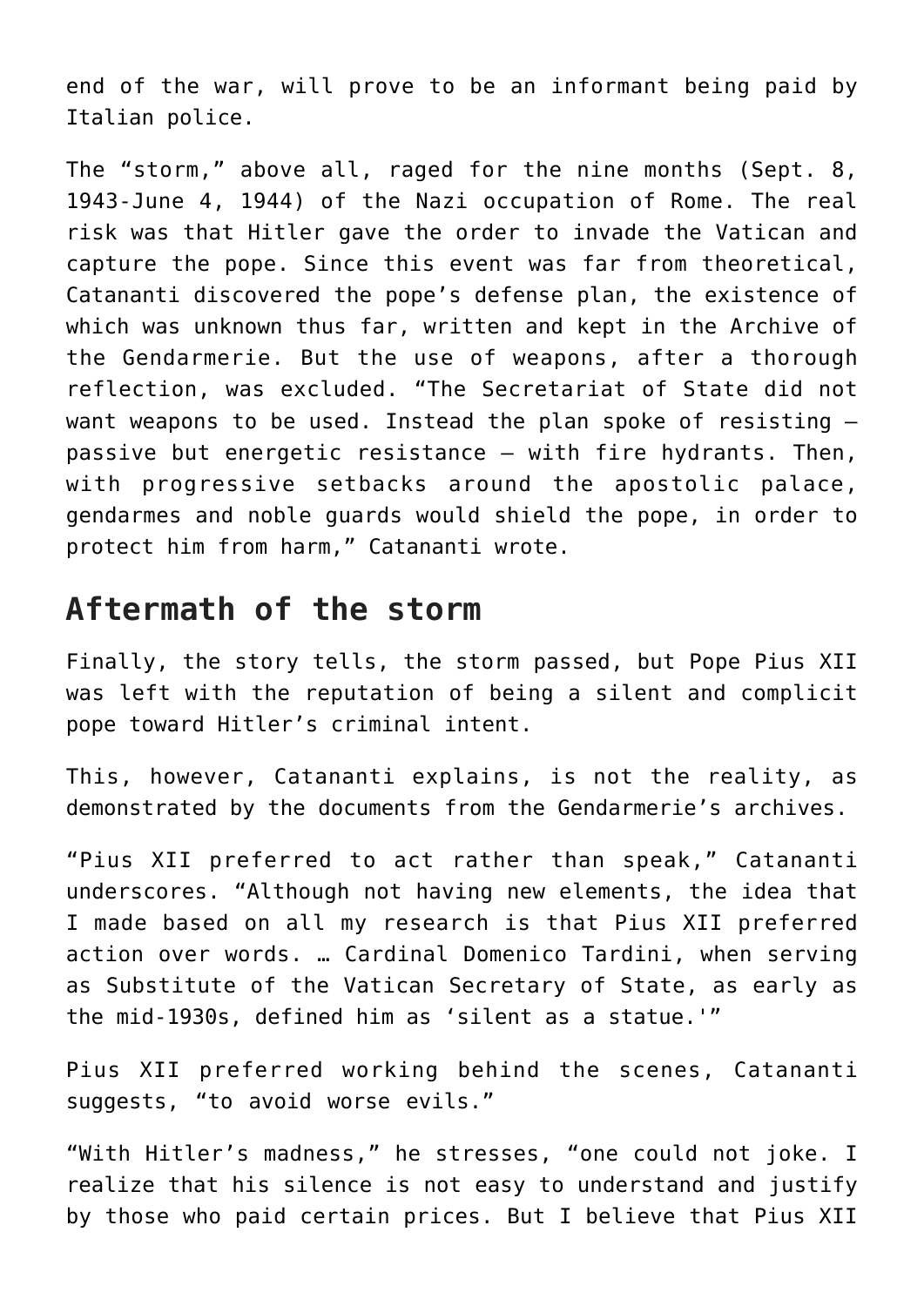end of the war, will prove to be an informant being paid by Italian police.

The "storm," above all, raged for the nine months (Sept. 8, 1943-June 4, 1944) of the Nazi occupation of Rome. The real risk was that Hitler gave the order to invade the Vatican and capture the pope. Since this event was far from theoretical, Catananti discovered the pope's defense plan, the existence of which was unknown thus far, written and kept in the Archive of the Gendarmerie. But the use of weapons, after a thorough reflection, was excluded. "The Secretariat of State did not want weapons to be used. Instead the plan spoke of resisting – passive but energetic resistance – with fire hydrants. Then, with progressive setbacks around the apostolic palace, gendarmes and noble guards would shield the pope, in order to protect him from harm," Catananti wrote.

## Aftermath of the storm

Finally, the story tells, the storm passed, but Pope Pius XII was left with the reputation of being a silent and complicit pope toward Hitler's criminal intent.

This, however, Catananti explains, is not the reality, as demonstrated by the documents from the Gendarmerie's archives.

"Pius XII preferred to act rather than speak," Catananti underscores. "Although not having new elements, the idea that I made based on all my research is that Pius XII preferred action over words. … Cardinal Domenico Tardini, when serving as Substitute of the Vatican Secretary of State, as early as the mid-1930s, defined him as 'silent as a statue.'"

Pius XII preferred working behind the scenes, Catananti suggests, "to avoid worse evils."

"With Hitler's madness," he stresses, "one could not joke. I realize that his silence is not easy to understand and justify by those who paid certain prices. But I believe that Pius XII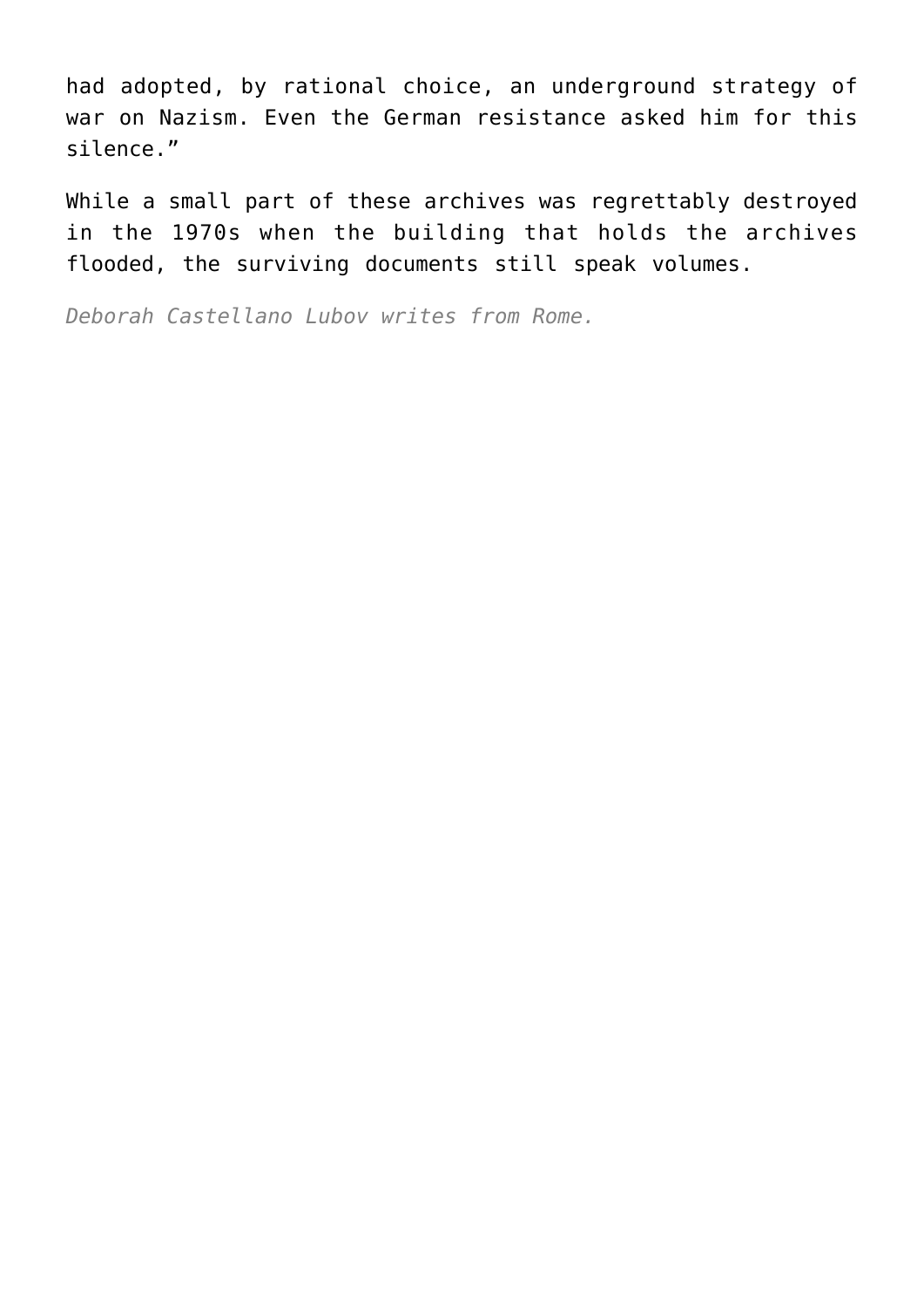had adopted, by rational choice, an underground strategy of war on Nazism. Even the German resistance asked him for this silence."

While a small part of these archives was regrettably destroyed in the 1970s when the building that holds the archives flooded, the surviving documents still speak volumes.

*Deborah Castellano Lubov writes from Rome.*